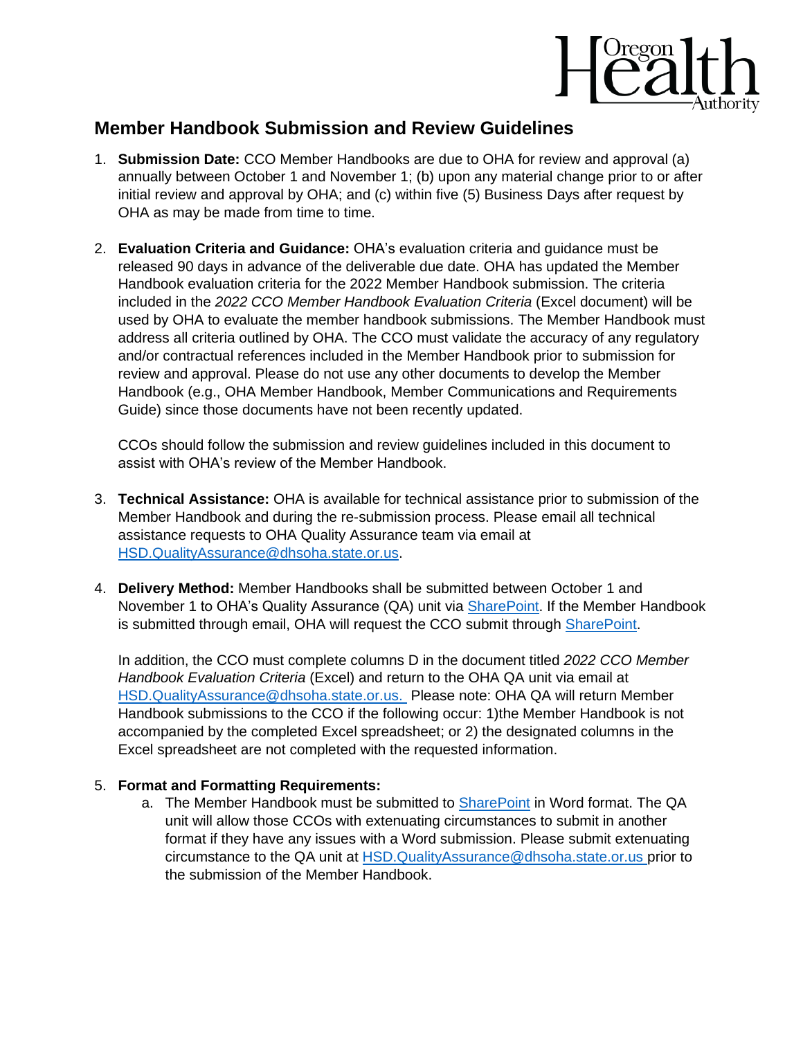## Member Handbook Submission and Review Guidelines

1. **Submission Date:** CCO Member Handbooks are due to OHA for review and approval (a) annually between October 1 and November 1; (b) upon any material change prior to or after initial review and approval by OHA; and (c) within five (5) Business Days after request by OHA as may be made from time to time.

2. **Evaluation Criteria and Guidance:** OHA's evaluation criteria and guidance must be released 90 days in advance of the deliverable due date. OHA has updated the Member Handbook evaluation criteria for the 2022 Member Handbook submission. The criteria included in the *2022 CCO Member Handbook Evaluation Criteria* (Excel document) will be used by OHA to evaluate the member handbook submissions. The Member Handbook must address all criteria outlined by OHA. The CCO must validate the accuracy of any regulatory and/or contractual references included in the Member Handbook prior to submission for review and approval. Please do not use any other documents to develop the Member Handbook (e.g., OHA Member Handbook, Member Communications and Requirements Guide) since those documents have not been recently updated.

   CCOs should follow the submission and review guidelines included in this document to assist with OHA's review of the Member Handbook.

3. **Technical Assistance:** OHA is available for technical assistance prior to submission of the Member Handbook and during the re-submission process. Please email all technical assistance requests to OHA Quality Assurance team via email at HSD.QualityAssurance@dhsoha.state.or.us.

4. **Delivery Method:** Member Handbooks shall be submitted between October 1 and November 1 to OHA's Quality Assurance (QA) unit via SharePoint. If the Member Handbook is submitted through email, OHA will request the CCO submit through SharePoint.

   In addition, the CCO must complete columns D in the document titled *2022 CCO Member Handbook Evaluation Criteria* (Excel) and return to the OHA QA unit via email at HSD.QualityAssurance@dhsoha.state.or.us. Please note: OHA QA will return Member Handbook submissions to the CCO if the following occur: 1)the Member Handbook is not accompanied by the completed Excel spreadsheet; or 2) the designated columns in the Excel spreadsheet are not completed with the requested information.

5. **Format and Formatting Requirements:**
   a. The Member Handbook must be submitted to SharePoint in Word format. The QA unit will allow those CCOs with extenuating circumstances to submit in another format if they have any issues with a Word submission. Please submit extenuating circumstance to the QA unit at HSD.QualityAssurance@dhsoha.state.or.us prior to the submission of the Member Handbook.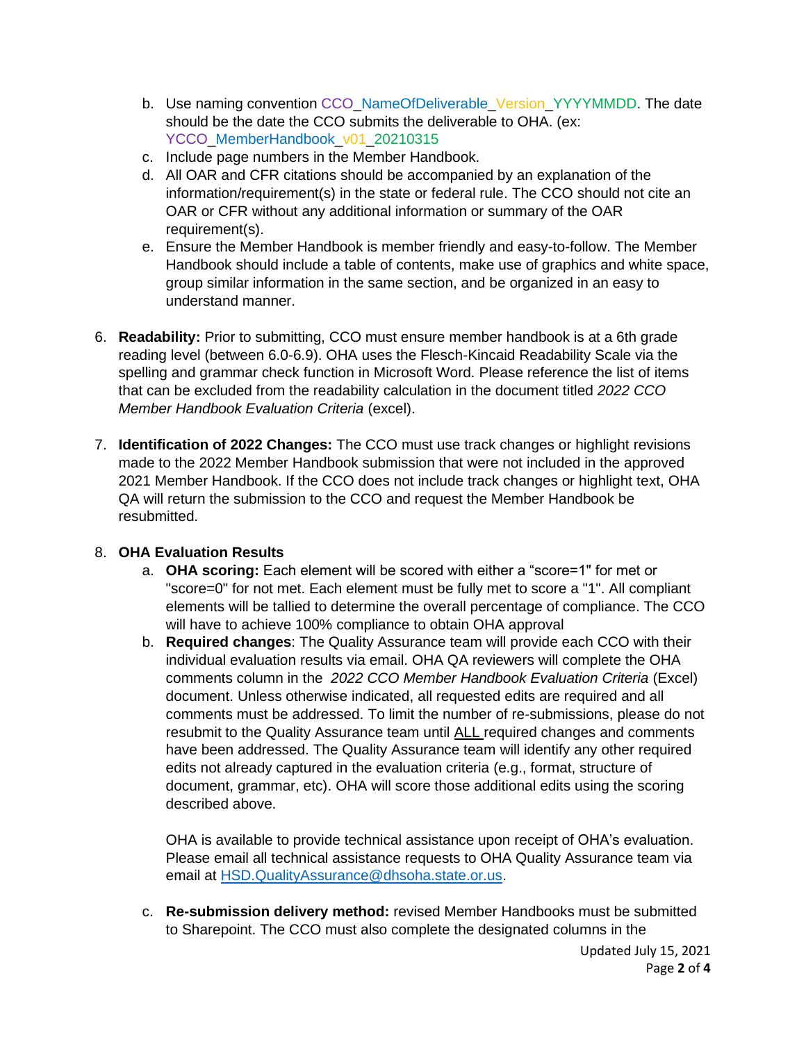b. Use naming convention CCO_NameOfDeliverable_Version_YYYYMMDD. The date should be the date the CCO submits the deliverable to OHA. (ex: YCCO_MemberHandbook_v01_20210315
c. Include page numbers in the Member Handbook.
d. All OAR and CFR citations should be accompanied by an explanation of the information/requirement(s) in the state or federal rule. The CCO should not cite an OAR or CFR without any additional information or summary of the OAR requirement(s).
e. Ensure the Member Handbook is member friendly and easy-to-follow. The Member Handbook should include a table of contents, make use of graphics and white space, group similar information in the same section, and be organized in an easy to understand manner.

6. **Readability:** Prior to submitting, CCO must ensure member handbook is at a 6th grade reading level (between 6.0-6.9). OHA uses the Flesch-Kincaid Readability Scale via the spelling and grammar check function in Microsoft Word. Please reference the list of items that can be excluded from the readability calculation in the document titled *2022 CCO Member Handbook Evaluation Criteria* (excel).

7. **Identification of 2022 Changes:** The CCO must use track changes or highlight revisions made to the 2022 Member Handbook submission that were not included in the approved 2021 Member Handbook. If the CCO does not include track changes or highlight text, OHA QA will return the submission to the CCO and request the Member Handbook be resubmitted.

8. **OHA Evaluation Results**
   a. **OHA scoring:** Each element will be scored with either a "score=1" for met or "score=0" for not met. Each element must be fully met to score a "1". All compliant elements will be tallied to determine the overall percentage of compliance. The CCO will have to achieve 100% compliance to obtain OHA approval
   b. **Required changes**: The Quality Assurance team will provide each CCO with their individual evaluation results via email. OHA QA reviewers will complete the OHA comments column in the *2022 CCO Member Handbook Evaluation Criteria* (Excel) document. Unless otherwise indicated, all requested edits are required and all comments must be addressed. To limit the number of re-submissions, please do not resubmit to the Quality Assurance team until ALL required changes and comments have been addressed. The Quality Assurance team will identify any other required edits not already captured in the evaluation criteria (e.g., format, structure of document, grammar, etc). OHA will score those additional edits using the scoring described above.

      OHA is available to provide technical assistance upon receipt of OHA's evaluation. Please email all technical assistance requests to OHA Quality Assurance team via email at HSD.QualityAssurance@dhsoha.state.or.us.

   c. **Re-submission delivery method:** revised Member Handbooks must be submitted to Sharepoint. The CCO must also complete the designated columns in the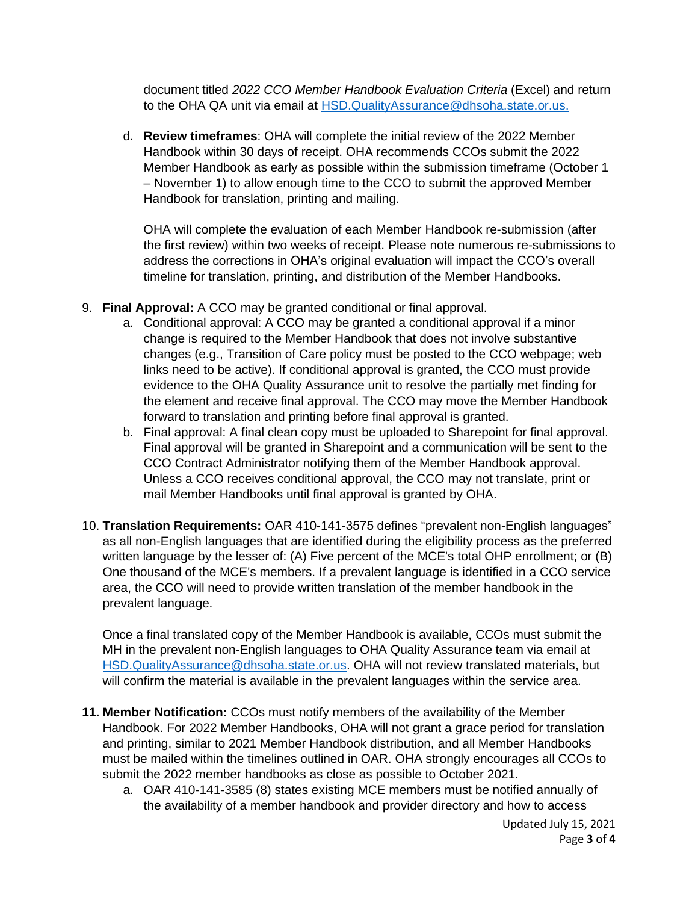document titled *2022 CCO Member Handbook Evaluation Criteria* (Excel) and return to the OHA QA unit via email at [HSD.QualityAssurance@dhsoha.state.or.us.](mailto:HSD.QualityAssurance@dhsoha.state.or.us)

   d. **Review timeframes**: OHA will complete the initial review of the 2022 Member Handbook within 30 days of receipt. OHA recommends CCOs submit the 2022 Member Handbook as early as possible within the submission timeframe (October 1 – November 1) to allow enough time to the CCO to submit the approved Member Handbook for translation, printing and mailing.

      OHA will complete the evaluation of each Member Handbook re-submission (after the first review) within two weeks of receipt. Please note numerous re-submissions to address the corrections in OHA's original evaluation will impact the CCO's overall timeline for translation, printing, and distribution of the Member Handbooks.

9. **Final Approval:** A CCO may be granted conditional or final approval.
   a. Conditional approval: A CCO may be granted a conditional approval if a minor change is required to the Member Handbook that does not involve substantive changes (e.g., Transition of Care policy must be posted to the CCO webpage; web links need to be active). If conditional approval is granted, the CCO must provide evidence to the OHA Quality Assurance unit to resolve the partially met finding for the element and receive final approval. The CCO may move the Member Handbook forward to translation and printing before final approval is granted.
   b. Final approval: A final clean copy must be uploaded to Sharepoint for final approval. Final approval will be granted in Sharepoint and a communication will be sent to the CCO Contract Administrator notifying them of the Member Handbook approval. Unless a CCO receives conditional approval, the CCO may not translate, print or mail Member Handbooks until final approval is granted by OHA.

10. **Translation Requirements:** OAR 410-141-3575 defines "prevalent non-English languages" as all non-English languages that are identified during the eligibility process as the preferred written language by the lesser of: (A) Five percent of the MCE's total OHP enrollment; or (B) One thousand of the MCE's members. If a prevalent language is identified in a CCO service area, the CCO will need to provide written translation of the member handbook in the prevalent language.

    Once a final translated copy of the Member Handbook is available, CCOs must submit the MH in the prevalent non-English languages to OHA Quality Assurance team via email at [HSD.QualityAssurance@dhsoha.state.or.us](mailto:HSD.QualityAssurance@dhsoha.state.or.us). OHA will not review translated materials, but will confirm the material is available in the prevalent languages within the service area.

11. **Member Notification:** CCOs must notify members of the availability of the Member Handbook. For 2022 Member Handbooks, OHA will not grant a grace period for translation and printing, similar to 2021 Member Handbook distribution, and all Member Handbooks must be mailed within the timelines outlined in OAR. OHA strongly encourages all CCOs to submit the 2022 member handbooks as close as possible to October 2021.
    a. OAR 410-141-3585 (8) states existing MCE members must be notified annually of the availability of a member handbook and provider directory and how to access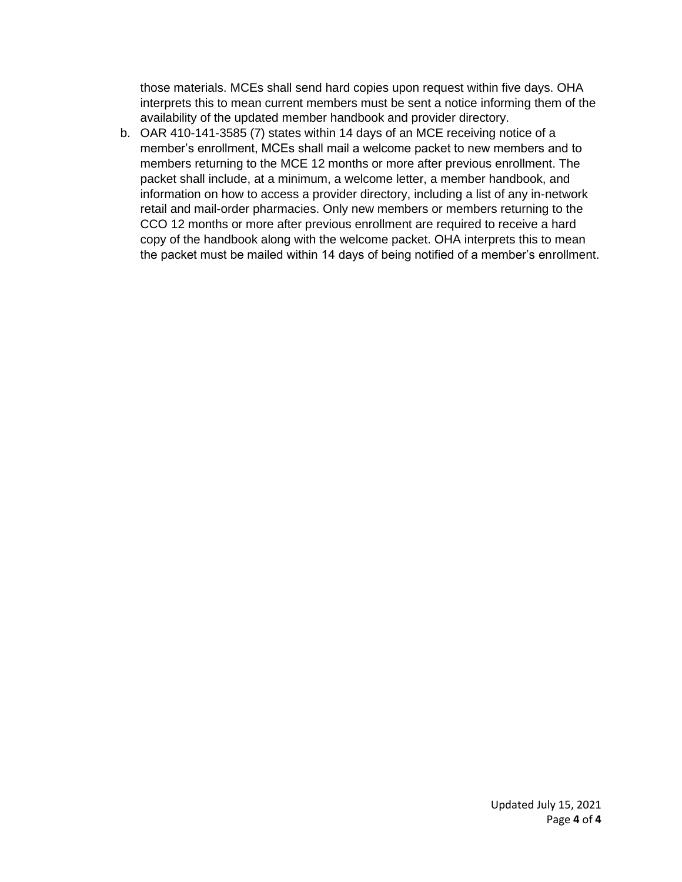those materials. MCEs shall send hard copies upon request within five days. OHA interprets this to mean current members must be sent a notice informing them of the availability of the updated member handbook and provider directory.

b. OAR 410-141-3585 (7) states within 14 days of an MCE receiving notice of a member's enrollment, MCEs shall mail a welcome packet to new members and to members returning to the MCE 12 months or more after previous enrollment. The packet shall include, at a minimum, a welcome letter, a member handbook, and information on how to access a provider directory, including a list of any in-network retail and mail-order pharmacies. Only new members or members returning to the CCO 12 months or more after previous enrollment are required to receive a hard copy of the handbook along with the welcome packet. OHA interprets this to mean the packet must be mailed within 14 days of being notified of a member's enrollment.